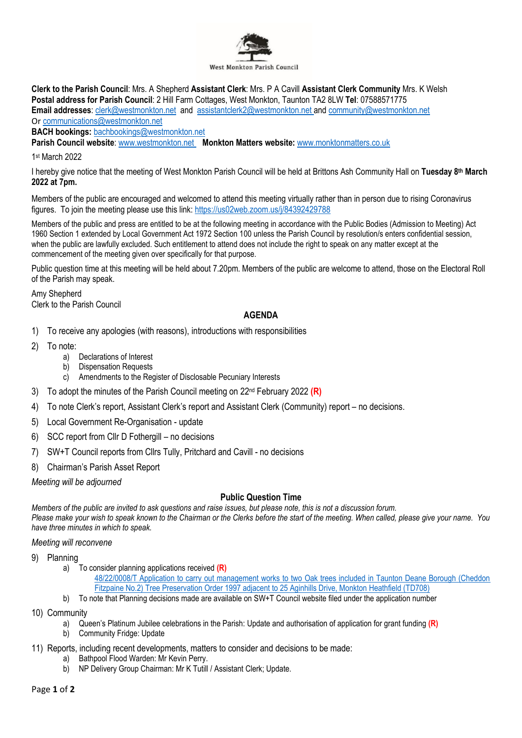West Monkton Parish Council

**Clerk to the Parish Council**: Mrs. A Shepherd **Assistant Clerk**: Mrs. P A Cavill **Assistant Clerk Community** Mrs. K Welsh
**Postal address for Parish Council**: 2 Hill Farm Cottages, West Monkton, Taunton TA2 8LW **Tel**: 07588571775
**Email addresses**: clerk@westmonkton.net and assistantclerk2@westmonkton.net and community@westmonkton.net
Or communications@westmonkton.net
**BACH bookings:** bachbookings@westmonkton.net
**Parish Council website**: www.westmonkton.net **Monkton Matters website:** www.monktonmatters.co.uk

1st March 2022

I hereby give notice that the meeting of West Monkton Parish Council will be held at Brittons Ash Community Hall on **Tuesday 8th March 2022 at 7pm.**

Members of the public are encouraged and welcomed to attend this meeting virtually rather than in person due to rising Coronavirus figures. To join the meeting please use this link: https://us02web.zoom.us/j/84392429788

Members of the public and press are entitled to be at the following meeting in accordance with the Public Bodies (Admission to Meeting) Act 1960 Section 1 extended by Local Government Act 1972 Section 100 unless the Parish Council by resolution/s enters confidential session, when the public are lawfully excluded. Such entitlement to attend does not include the right to speak on any matter except at the commencement of the meeting given over specifically for that purpose.

Public question time at this meeting will be held about 7.20pm. Members of the public are welcome to attend, those on the Electoral Roll of the Parish may speak.

Amy Shepherd
Clerk to the Parish Council

## AGENDA

1) To receive any apologies (with reasons), introductions with responsibilities
2) To note:
   a) Declarations of Interest
   b) Dispensation Requests
   c) Amendments to the Register of Disclosable Pecuniary Interests
3) To adopt the minutes of the Parish Council meeting on 22nd February 2022 **(R)**
4) To note Clerk's report, Assistant Clerk's report and Assistant Clerk (Community) report – no decisions.
5) Local Government Re-Organisation - update
6) SCC report from Cllr D Fothergill – no decisions
7) SW+T Council reports from Cllrs Tully, Pritchard and Cavill - no decisions
8) Chairman's Parish Asset Report

*Meeting will be adjourned*

### Public Question Time

*Members of the public are invited to ask questions and raise issues, but please note, this is not a discussion forum.*
*Please make your wish to speak known to the Chairman or the Clerks before the start of the meeting. When called, please give your name. You have three minutes in which to speak.*

*Meeting will reconvene*

9) Planning
   a) To consider planning applications received **(R)**
      48/22/0008/T Application to carry out management works to two Oak trees included in Taunton Deane Borough (Cheddon Fitzpaine No.2) Tree Preservation Order 1997 adjacent to 25 Aginhills Drive, Monkton Heathfield (TD708)
   b) To note that Planning decisions made are available on SW+T Council website filed under the application number
10) Community
   a) Queen's Platinum Jubilee celebrations in the Parish: Update and authorisation of application for grant funding **(R)**
   b) Community Fridge: Update
11) Reports, including recent developments, matters to consider and decisions to be made:
   a) Bathpool Flood Warden: Mr Kevin Perry.
   b) NP Delivery Group Chairman: Mr K Tutill / Assistant Clerk; Update.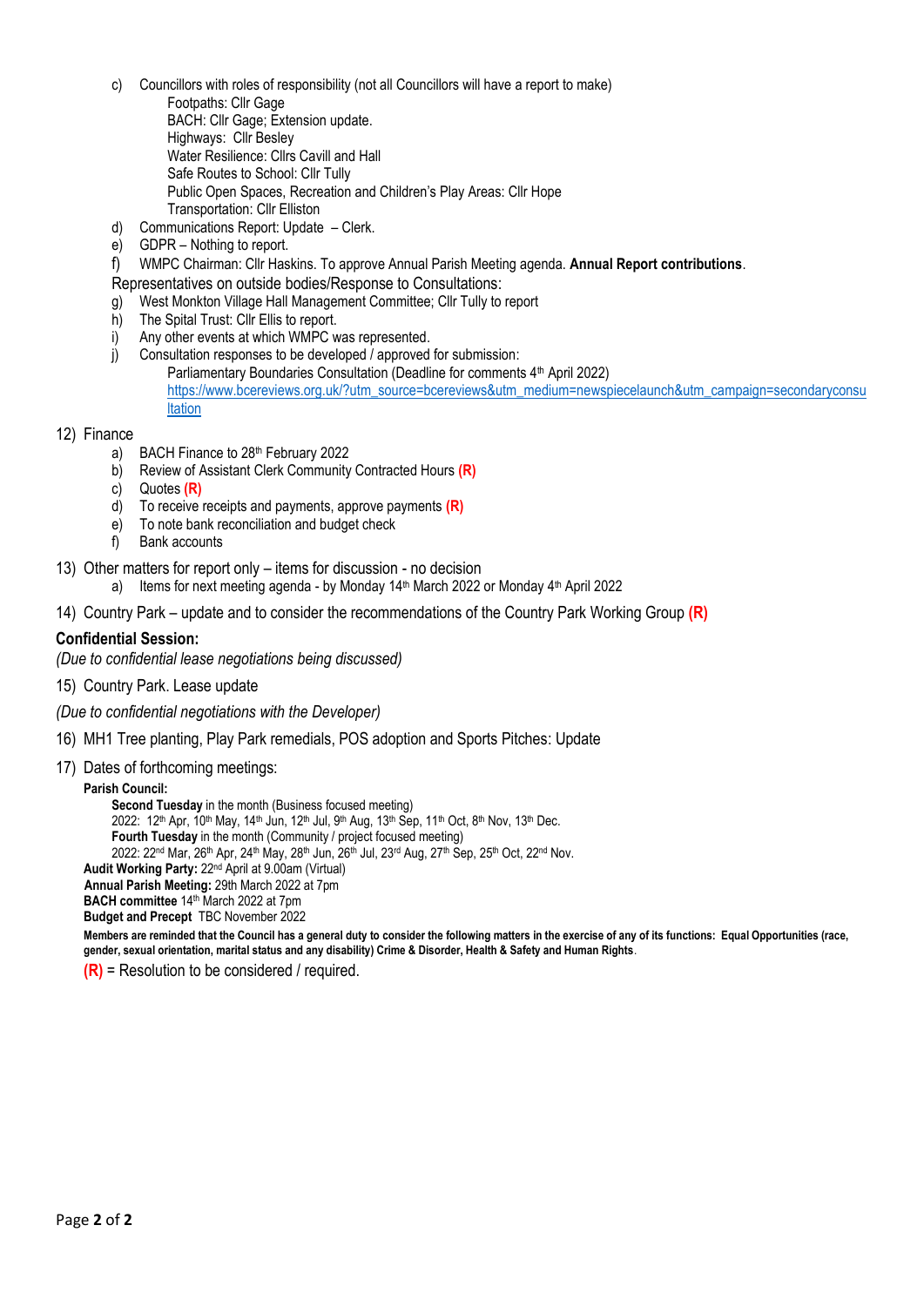c) Councillors with roles of responsibility (not all Councillors will have a report to make)
   - Footpaths: Cllr Gage
   - BACH: Cllr Gage; Extension update.
   - Highways: Cllr Besley
   - Water Resilience: Cllrs Cavill and Hall
   - Safe Routes to School: Cllr Tully
   - Public Open Spaces, Recreation and Children's Play Areas: Cllr Hope
   - Transportation: Cllr Elliston

d) Communications Report: Update – Clerk.

e) GDPR – Nothing to report.

f) WMPC Chairman: Cllr Haskins. To approve Annual Parish Meeting agenda. **Annual Report contributions**.

Representatives on outside bodies/Response to Consultations:

g) West Monkton Village Hall Management Committee; Cllr Tully to report

h) The Spital Trust: Cllr Ellis to report.

i) Any other events at which WMPC was represented.

j) Consultation responses to be developed / approved for submission:
   - Parliamentary Boundaries Consultation (Deadline for comments 4th April 2022)
   - https://www.bcereviews.org.uk/?utm_source=bcereviews&utm_medium=newspiecelaunch&utm_campaign=secondaryconsultation

12) Finance
   a) BACH Finance to 28th February 2022
   b) Review of Assistant Clerk Community Contracted Hours **(R)**
   c) Quotes **(R)**
   d) To receive receipts and payments, approve payments **(R)**
   e) To note bank reconciliation and budget check
   f) Bank accounts

13) Other matters for report only – items for discussion - no decision
   a) Items for next meeting agenda - by Monday 14th March 2022 or Monday 4th April 2022

14) Country Park – update and to consider the recommendations of the Country Park Working Group **(R)**

**Confidential Session:**

*(Due to confidential lease negotiations being discussed)*

15) Country Park. Lease update

*(Due to confidential negotiations with the Developer)*

16) MH1 Tree planting, Play Park remedials, POS adoption and Sports Pitches: Update

17) Dates of forthcoming meetings:

**Parish Council:**

**Second Tuesday** in the month (Business focused meeting)
2022: 12th Apr, 10th May, 14th Jun, 12th Jul, 9th Aug, 13th Sep, 11th Oct, 8th Nov, 13th Dec.

**Fourth Tuesday** in the month (Community / project focused meeting)
2022: 22nd Mar, 26th Apr, 24th May, 28th Jun, 26th Jul, 23rd Aug, 27th Sep, 25th Oct, 22nd Nov.

**Audit Working Party:** 22nd April at 9.00am (Virtual)

**Annual Parish Meeting:** 29th March 2022 at 7pm

**BACH committee** 14th March 2022 at 7pm

**Budget and Precept** TBC November 2022

**Members are reminded that the Council has a general duty to consider the following matters in the exercise of any of its functions: Equal Opportunities (race, gender, sexual orientation, marital status and any disability) Crime & Disorder, Health & Safety and Human Rights**.

**(R)** = Resolution to be considered / required.